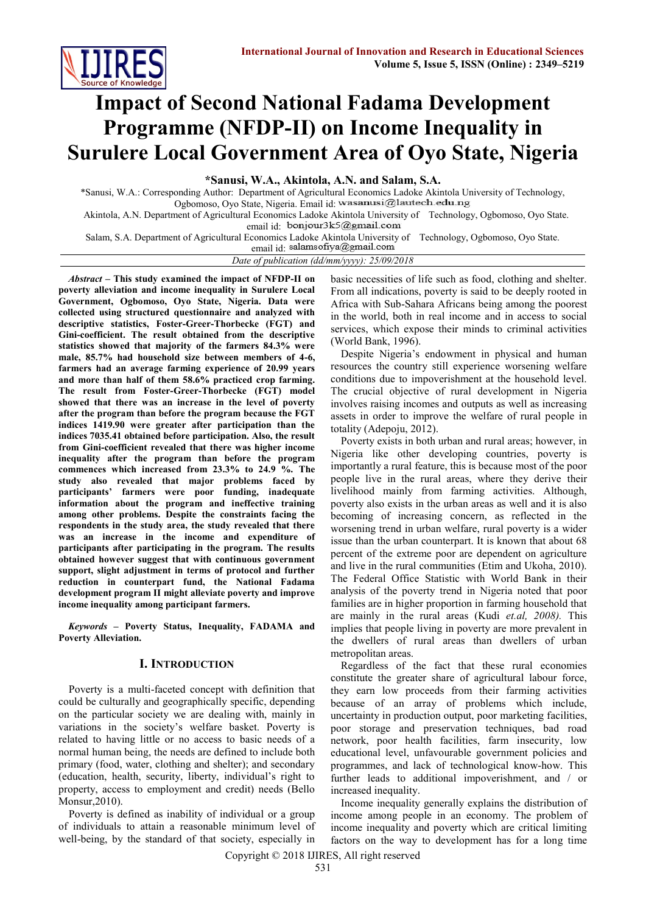# Impact of Second National Fadama Development Programme (NFDP-II) on Income Inequality in Surulere Local Government Area of Oyo State, Nigeria

**\*Sanusi, W.A., Akintola, A.N. and Salam, S.A.**

\*Sanusi, W.A.: Corresponding Author: Department of Agricultural Economics Ladoke Akintola University of Technology, Ogbomoso, Oyo State, Nigeria. Email id: wasanusi@lautech.edu.ng

Akintola, A.N. Department of Agricultural Economics Ladoke Akintola University of Technology, Ogbomoso, Oyo State. email id: bonjour3k5@gmail.com

Salam, S.A. Department of Agricultural Economics Ladoke Akintola University of Technology, Ogbomoso, Oyo State. email id: salamsofiya@gmail.com

*Date of publication (dd/mm/yyyy): 25/09/2018*

***Abstract*** **– This study examined the impact of NFDP-II on poverty alleviation and income inequality in Surulere Local Government, Ogbomoso, Oyo State, Nigeria. Data were collected using structured questionnaire and analyzed with descriptive statistics, Foster-Greer-Thorbecke (FGT) and Gini-coefficient. The result obtained from the descriptive statistics showed that majority of the farmers 84.3% were male, 85.7% had household size between members of 4-6, farmers had an average farming experience of 20.99 years and more than half of them 58.6% practiced crop farming. The result from Foster-Greer-Thorbecke (FGT) model showed that there was an increase in the level of poverty after the program than before the program because the FGT indices 1419.90 were greater after participation than the indices 7035.41 obtained before participation. Also, the result from Gini-coefficient revealed that there was higher income inequality after the program than before the program commences which increased from 23.3% to 24.9 %. The study also revealed that major problems faced by participants' farmers were poor funding, inadequate information about the program and ineffective training among other problems. Despite the constraints facing the respondents in the study area, the study revealed that there was an increase in the income and expenditure of participants after participating in the program. The results obtained however suggest that with continuous government support, slight adjustment in terms of protocol and further reduction in counterpart fund, the National Fadama development program II might alleviate poverty and improve income inequality among participant farmers.**

***Keywords*** **– Poverty Status, Inequality, FADAMA and Poverty Alleviation.**

## I. Introduction

Poverty is a multi-faceted concept with definition that could be culturally and geographically specific, depending on the particular society we are dealing with, mainly in variations in the society's welfare basket. Poverty is related to having little or no access to basic needs of a normal human being, the needs are defined to include both primary (food, water, clothing and shelter); and secondary (education, health, security, liberty, individual's right to property, access to employment and credit) needs (Bello Monsur,2010).

Poverty is defined as inability of individual or a group of individuals to attain a reasonable minimum level of well-being, by the standard of that society, especially in basic necessities of life such as food, clothing and shelter. From all indications, poverty is said to be deeply rooted in Africa with Sub-Sahara Africans being among the poorest in the world, both in real income and in access to social services, which expose their minds to criminal activities (World Bank, 1996).

Despite Nigeria's endowment in physical and human resources the country still experience worsening welfare conditions due to impoverishment at the household level. The crucial objective of rural development in Nigeria involves raising incomes and outputs as well as increasing assets in order to improve the welfare of rural people in totality (Adepoju, 2012).

Poverty exists in both urban and rural areas; however, in Nigeria like other developing countries, poverty is importantly a rural feature, this is because most of the poor people live in the rural areas, where they derive their livelihood mainly from farming activities. Although, poverty also exists in the urban areas as well and it is also becoming of increasing concern, as reflected in the worsening trend in urban welfare, rural poverty is a wider issue than the urban counterpart. It is known that about 68 percent of the extreme poor are dependent on agriculture and live in the rural communities (Etim and Ukoha, 2010). The Federal Office Statistic with World Bank in their analysis of the poverty trend in Nigeria noted that poor families are in higher proportion in farming household that are mainly in the rural areas (Kudi *et.al, 2008).* This implies that people living in poverty are more prevalent in the dwellers of rural areas than dwellers of urban metropolitan areas.

Regardless of the fact that these rural economies constitute the greater share of agricultural labour force, they earn low proceeds from their farming activities because of an array of problems which include, uncertainty in production output, poor marketing facilities, poor storage and preservation techniques, bad road network, poor health facilities, farm insecurity, low educational level, unfavourable government policies and programmes, and lack of technological know-how. This further leads to additional impoverishment, and / or increased inequality.

Income inequality generally explains the distribution of income among people in an economy. The problem of income inequality and poverty which are critical limiting factors on the way to development has for a long time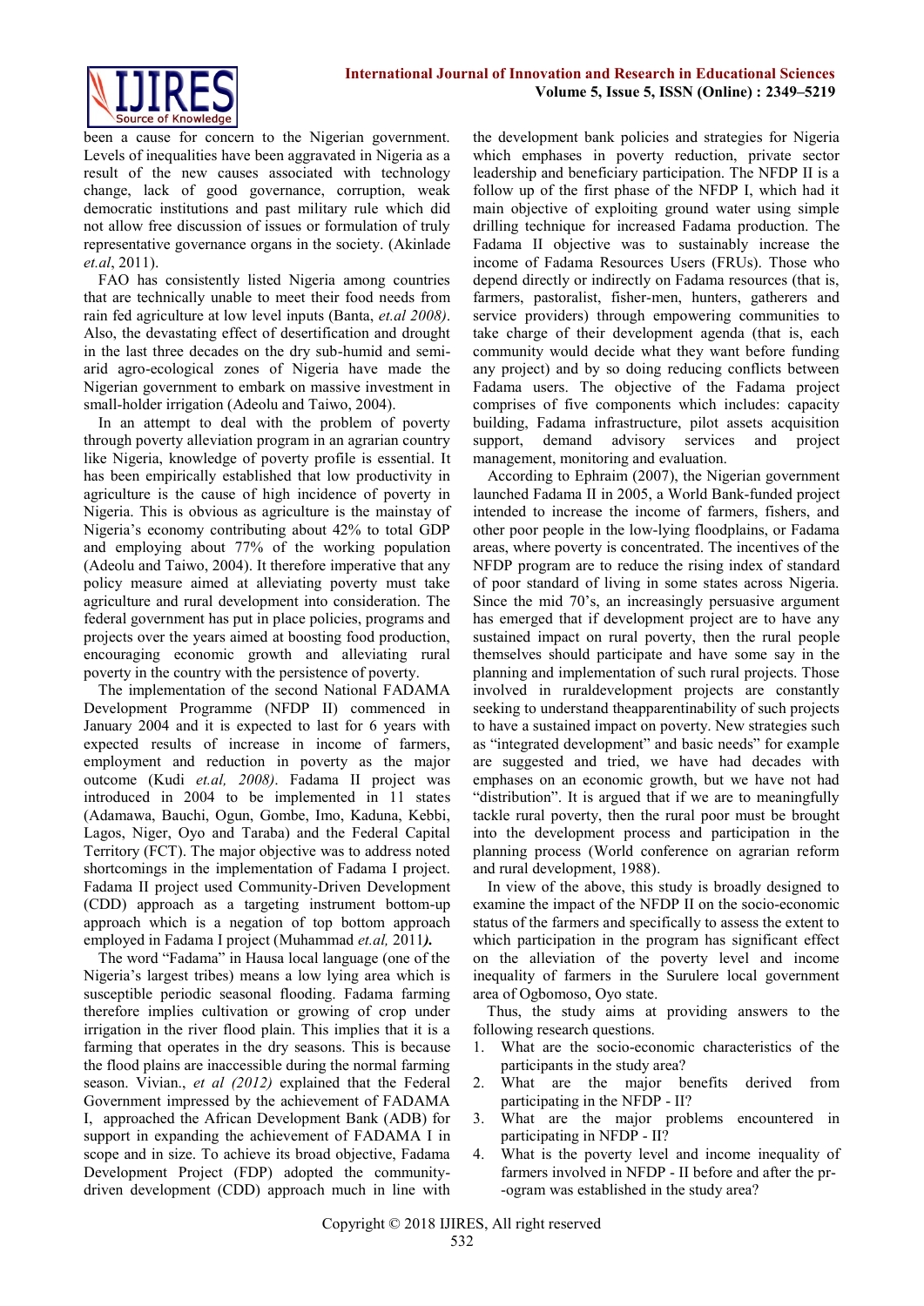been a cause for concern to the Nigerian government. Levels of inequalities have been aggravated in Nigeria as a result of the new causes associated with technology change, lack of good governance, corruption, weak democratic institutions and past military rule which did not allow free discussion of issues or formulation of truly representative governance organs in the society. (Akinlade *et.al*, 2011).

FAO has consistently listed Nigeria among countries that are technically unable to meet their food needs from rain fed agriculture at low level inputs (Banta, *et.al 2008)*. Also, the devastating effect of desertification and drought in the last three decades on the dry sub-humid and semi-arid agro-ecological zones of Nigeria have made the Nigerian government to embark on massive investment in small-holder irrigation (Adeolu and Taiwo, 2004).

In an attempt to deal with the problem of poverty through poverty alleviation program in an agrarian country like Nigeria, knowledge of poverty profile is essential. It has been empirically established that low productivity in agriculture is the cause of high incidence of poverty in Nigeria. This is obvious as agriculture is the mainstay of Nigeria's economy contributing about 42% to total GDP and employing about 77% of the working population (Adeolu and Taiwo, 2004). It therefore imperative that any policy measure aimed at alleviating poverty must take agriculture and rural development into consideration. The federal government has put in place policies, programs and projects over the years aimed at boosting food production, encouraging economic growth and alleviating rural poverty in the country with the persistence of poverty.

The implementation of the second National FADAMA Development Programme (NFDP II) commenced in January 2004 and it is expected to last for 6 years with expected results of increase in income of farmers, employment and reduction in poverty as the major outcome (Kudi *et.al, 2008)*. Fadama II project was introduced in 2004 to be implemented in 11 states (Adamawa, Bauchi, Ogun, Gombe, Imo, Kaduna, Kebbi, Lagos, Niger, Oyo and Taraba) and the Federal Capital Territory (FCT). The major objective was to address noted shortcomings in the implementation of Fadama I project. Fadama II project used Community-Driven Development (CDD) approach as a targeting instrument bottom-up approach which is a negation of top bottom approach employed in Fadama I project (Muhammad *et.al,* 2011***)***.

The word "Fadama" in Hausa local language (one of the Nigeria's largest tribes) means a low lying area which is susceptible periodic seasonal flooding. Fadama farming therefore implies cultivation or growing of crop under irrigation in the river flood plain. This implies that it is a farming that operates in the dry seasons. This is because the flood plains are inaccessible during the normal farming season. Vivian., *et al (2012)* explained that the Federal Government impressed by the achievement of FADAMA I, approached the African Development Bank (ADB) for support in expanding the achievement of FADAMA I in scope and in size. To achieve its broad objective, Fadama Development Project (FDP) adopted the community-driven development (CDD) approach much in line with the development bank policies and strategies for Nigeria which emphases in poverty reduction, private sector leadership and beneficiary participation. The NFDP II is a follow up of the first phase of the NFDP I, which had it main objective of exploiting ground water using simple drilling technique for increased Fadama production. The Fadama II objective was to sustainably increase the income of Fadama Resources Users (FRUs). Those who depend directly or indirectly on Fadama resources (that is, farmers, pastoralist, fisher-men, hunters, gatherers and service providers) through empowering communities to take charge of their development agenda (that is, each community would decide what they want before funding any project) and by so doing reducing conflicts between Fadama users. The objective of the Fadama project comprises of five components which includes: capacity building, Fadama infrastructure, pilot assets acquisition support, demand advisory services and project management, monitoring and evaluation.

According to Ephraim (2007), the Nigerian government launched Fadama II in 2005, a World Bank-funded project intended to increase the income of farmers, fishers, and other poor people in the low-lying floodplains, or Fadama areas, where poverty is concentrated. The incentives of the NFDP program are to reduce the rising index of standard of poor standard of living in some states across Nigeria. Since the mid 70's, an increasingly persuasive argument has emerged that if development project are to have any sustained impact on rural poverty, then the rural people themselves should participate and have some say in the planning and implementation of such rural projects. Those involved in ruraldevelopment projects are constantly seeking to understand theapparentinability of such projects to have a sustained impact on poverty. New strategies such as "integrated development" and basic needs" for example are suggested and tried, we have had decades with emphases on an economic growth, but we have not had "distribution". It is argued that if we are to meaningfully tackle rural poverty, then the rural poor must be brought into the development process and participation in the planning process (World conference on agrarian reform and rural development, 1988).

In view of the above, this study is broadly designed to examine the impact of the NFDP II on the socio-economic status of the farmers and specifically to assess the extent to which participation in the program has significant effect on the alleviation of the poverty level and income inequality of farmers in the Surulere local government area of Ogbomoso, Oyo state.

Thus, the study aims at providing answers to the following research questions.

1. What are the socio-economic characteristics of the participants in the study area?
2. What are the major benefits derived from participating in the NFDP - II?
3. What are the major problems encountered in participating in NFDP - II?
4. What is the poverty level and income inequality of farmers involved in NFDP - II before and after the pr--ogram was established in the study area?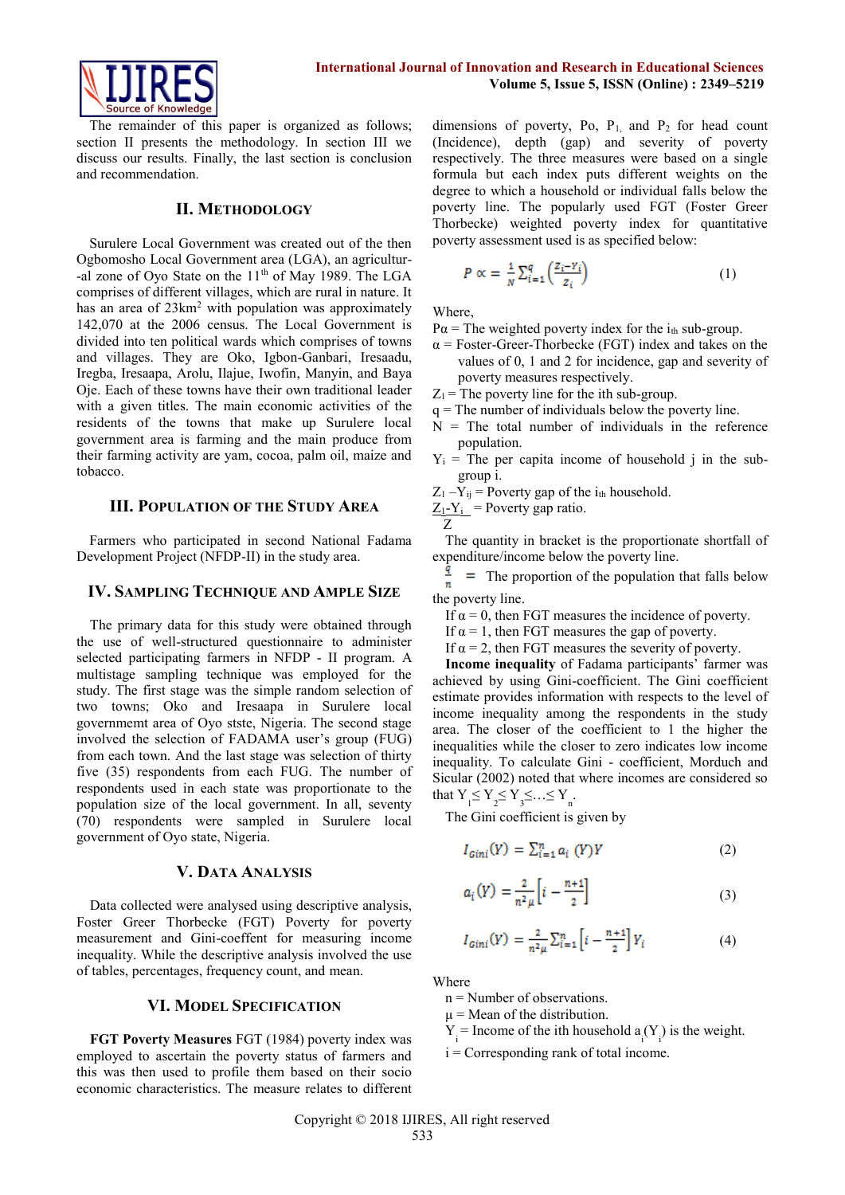The remainder of this paper is organized as follows; section II presents the methodology. In section III we discuss our results. Finally, the last section is conclusion and recommendation.

## II. Methodology

Surulere Local Government was created out of the then Ogbomosho Local Government area (LGA), an agricultur--al zone of Oyo State on the 11th of May 1989. The LGA comprises of different villages, which are rural in nature. It has an area of 23km$^2$ with population was approximately 142,070 at the 2006 census. The Local Government is divided into ten political wards which comprises of towns and villages. They are Oko, Igbon-Ganbari, Iresaadu, Iregba, Iresaapa, Arolu, Ilajue, Iwofin, Manyin, and Baya Oje. Each of these towns have their own traditional leader with a given titles. The main economic activities of the residents of the towns that make up Surulere local government area is farming and the main produce from their farming activity are yam, cocoa, palm oil, maize and tobacco.

## III. Population of the Study Area

Farmers who participated in second National Fadama Development Project (NFDP-II) in the study area.

## IV. Sampling Technique and Ample Size

The primary data for this study were obtained through the use of well-structured questionnaire to administer selected participating farmers in NFDP - II program. A multistage sampling technique was employed for the study. The first stage was the simple random selection of two towns; Oko and Iresaapa in Surulere local governmemt area of Oyo stste, Nigeria. The second stage involved the selection of FADAMA user's group (FUG) from each town. And the last stage was selection of thirty five (35) respondents from each FUG. The number of respondents used in each state was proportionate to the population size of the local government. In all, seventy (70) respondents were sampled in Surulere local government of Oyo state, Nigeria.

## V. Data Analysis

Data collected were analysed using descriptive analysis, Foster Greer Thorbecke (FGT) Poverty for poverty measurement and Gini-coeffent for measuring income inequality. While the descriptive analysis involved the use of tables, percentages, frequency count, and mean.

## VI. Model Specification

**FGT Poverty Measures** FGT (1984) poverty index was employed to ascertain the poverty status of farmers and this was then used to profile them based on their socio economic characteristics. The measure relates to different dimensions of poverty, Po, $P_1$, and $P_2$ for head count (Incidence), depth (gap) and severity of poverty respectively. The three measures were based on a single formula but each index puts different weights on the degree to which a household or individual falls below the poverty line. The popularly used FGT (Foster Greer Thorbecke) weighted poverty index for quantitative poverty assessment used is as specified below:

$$P\alpha = \frac{1}{N}\sum_{i=1}^{q}\left(\frac{Z_i - Y_i}{Z_i}\right) \qquad (1)$$

Where,

$P\alpha$ = The weighted poverty index for the $i_{th}$ sub-group.

$\alpha$ = Foster-Greer-Thorbecke (FGT) index and takes on the values of 0, 1 and 2 for incidence, gap and severity of poverty measures respectively.

$Z_1$ = The poverty line for the ith sub-group.

q = The number of individuals below the poverty line.

N = The total number of individuals in the reference population.

$Y_i$ = The per capita income of household j in the sub-group i.

$Z_1 - Y_{ij}$ = Poverty gap of the $i_{th}$ household.

$\frac{Z_1 - Y_i}{Z}$ = Poverty gap ratio.

The quantity in bracket is the proportionate shortfall of expenditure/income below the poverty line.

$\frac{q}{n}$ = The proportion of the population that falls below the poverty line.

If $\alpha = 0$, then FGT measures the incidence of poverty.
If $\alpha = 1$, then FGT measures the gap of poverty.
If $\alpha = 2$, then FGT measures the severity of poverty.

**Income inequality** of Fadama participants' farmer was achieved by using Gini-coefficient. The Gini coefficient estimate provides information with respects to the level of income inequality among the respondents in the study area. The closer of the coefficient to 1 the higher the inequalities while the closer to zero indicates low income inequality. To calculate Gini - coefficient, Morduch and Sicular (2002) noted that where incomes are considered so that $Y_1 \le Y_2 \le Y_3 \le \ldots \le Y_n$.

The Gini coefficient is given by

$$I_{Gini}(Y) = \sum_{i=1}^{n} a_i\,(Y)Y \qquad (2)$$

$$a_i(Y) = \frac{2}{n^2\mu}\left[i - \frac{n+1}{2}\right] \qquad (3)$$

$$I_{Gini}(Y) = \frac{2}{n^2\mu}\sum_{i=1}^{n}\left[i - \frac{n+1}{2}\right]Y_i \qquad (4)$$

Where

n = Number of observations.

$\mu$ = Mean of the distribution.

$Y_i$ = Income of the ith household $a_i(Y_i)$ is the weight.

i = Corresponding rank of total income.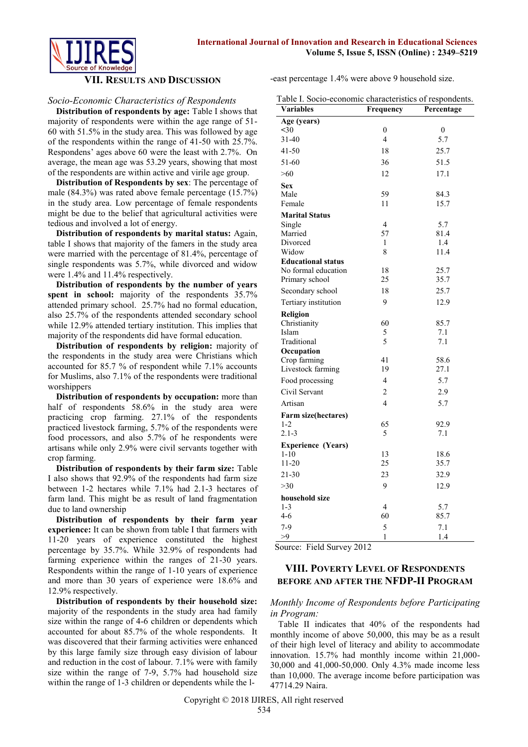## VII. Results and Discussion

*Socio-Economic Characteristics of Respondents*

**Distribution of respondents by age:** Table I shows that majority of respondents were within the age range of 51-60 with 51.5% in the study area. This was followed by age of the respondents within the range of 41-50 with 25.7%. Respondens' ages above 60 were the least with 2.7%. On average, the mean age was 53.29 years, showing that most of the respondents are within active and virile age group.

**Distribution of Respondents by sex**: The percentage of male (84.3%) was rated above female percentage (15.7%) in the study area. Low percentage of female respondents might be due to the belief that agricultural activities were tedious and involved a lot of energy.

**Distribution of respondents by marital status:** Again, table I shows that majority of the famers in the study area were married with the percentage of 81.4%, percentage of single respondents was 5.7%, while divorced and widow were 1.4% and 11.4% respectively.

**Distribution of respondents by the number of years spent in school:** majority of the respondents 35.7% attended primary school. 25.7% had no formal education, also 25.7% of the respondents attended secondary school while 12.9% attended tertiary institution. This implies that majority of the respondents did have formal education.

**Distribution of respondents by religion:** majority of the respondents in the study area were Christians which accounted for 85.7 % of respondent while 7.1% accounts for Muslims, also 7.1% of the respondents were traditional worshippers

**Distribution of respondents by occupation:** more than half of respondents 58.6% in the study area were practicing crop farming. 27.1% of the respondents practiced livestock farming, 5.7% of the respondents were food processors, and also 5.7% of he respondents were artisans while only 2.9% were civil servants together with crop farming.

**Distribution of respondents by their farm size:** Table I also shows that 92.9% of the respondents had farm size between 1-2 hectares while 7.1% had 2.1-3 hectares of farm land. This might be as result of land fragmentation due to land ownership

**Distribution of respondents by their farm year experience:** It can be shown from table I that farmers with 11-20 years of experience constituted the highest percentage by 35.7%. While 32.9% of respondents had farming experience within the ranges of 21-30 years. Respondents within the range of 1-10 years of experience and more than 30 years of experience were 18.6% and 12.9% respectively.

**Distribution of respondents by their household size:** majority of the respondents in the study area had family size within the range of 4-6 children or dependents which accounted for about 85.7% of the whole respondents. It was discovered that their farming activities were enhanced by this large family size through easy division of labour and reduction in the cost of labour. 7.1% were with family size within the range of 7-9, 5.7% had household size within the range of 1-3 children or dependents while the l-east percentage 1.4% were above 9 household size.

Table I. Socio-economic characteristics of respondents.

| Variables | Frequency | Percentage |
|---|---|---|
| **Age (years)** | | |
| <30 | 0 | 0 |
| 31-40 | 4 | 5.7 |
| 41-50 | 18 | 25.7 |
| 51-60 | 36 | 51.5 |
| >60 | 12 | 17.1 |
| **Sex** | | |
| Male | 59 | 84.3 |
| Female | 11 | 15.7 |
| **Marital Status** | | |
| Single | 4 | 5.7 |
| Married | 57 | 81.4 |
| Divorced | 1 | 1.4 |
| Widow | 8 | 11.4 |
| **Educational status** | | |
| No formal education | 18 | 25.7 |
| Primary school | 25 | 35.7 |
| Secondary school | 18 | 25.7 |
| Tertiary institution | 9 | 12.9 |
| **Religion** | | |
| Christianity | 60 | 85.7 |
| Islam | 5 | 7.1 |
| Traditional | 5 | 7.1 |
| **Occupation** | | |
| Crop farming | 41 | 58.6 |
| Livestock farming | 19 | 27.1 |
| Food processing | 4 | 5.7 |
| Civil Servant | 2 | 2.9 |
| Artisan | 4 | 5.7 |
| **Farm size(hectares)** | | |
| 1-2 | 65 | 92.9 |
| 2.1-3 | 5 | 7.1 |
| **Experience (Years)** | | |
| 1-10 | 13 | 18.6 |
| 11-20 | 25 | 35.7 |
| 21-30 | 23 | 32.9 |
| >30 | 9 | 12.9 |
| **household size** | | |
| 1-3 | 4 | 5.7 |
| 4-6 | 60 | 85.7 |
| 7-9 | 5 | 7.1 |
| >9 | 1 | 1.4 |

Source: Field Survey 2012

## VIII. Poverty Level of Respondents before and after the NFDP-II Program

*Monthly Income of Respondents before Participating in Program:*

Table II indicates that 40% of the respondents had monthly income of above 50,000, this may be as a result of their high level of literacy and ability to accommodate innovation. 15.7% had monthly income within 21,000-30,000 and 41,000-50,000. Only 4.3% made income less than 10,000. The average income before participation was 47714.29 Naira.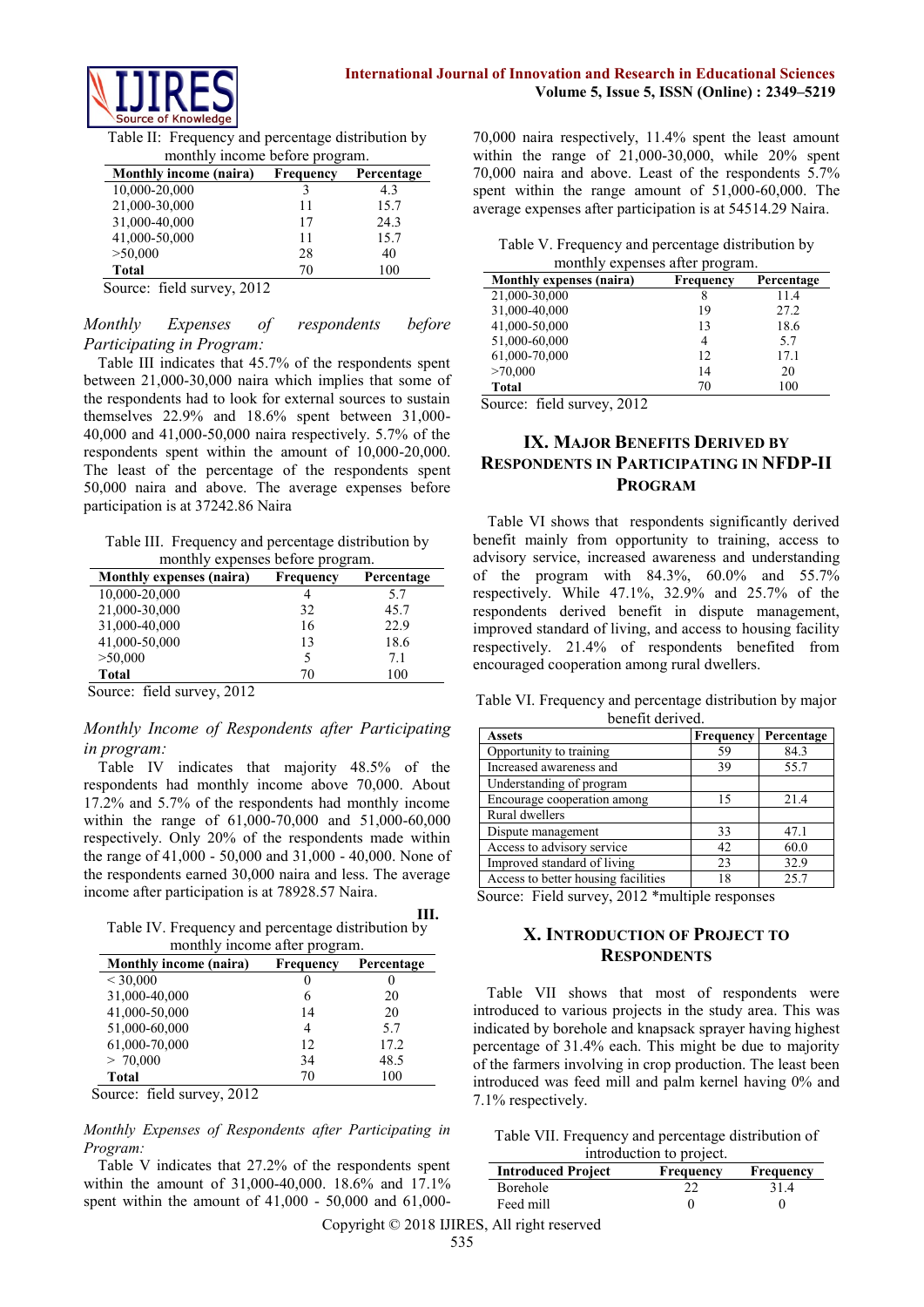Table II: Frequency and percentage distribution by monthly income before program.

| Monthly income (naira) | Frequency | Percentage |
|---|---|---|
| 10,000-20,000 | 3 | 4.3 |
| 21,000-30,000 | 11 | 15.7 |
| 31,000-40,000 | 17 | 24.3 |
| 41,000-50,000 | 11 | 15.7 |
| >50,000 | 28 | 40 |
| **Total** | 70 | 100 |

Source: field survey, 2012

*Monthly Expenses of respondents before Participating in Program:*

Table III indicates that 45.7% of the respondents spent between 21,000-30,000 naira which implies that some of the respondents had to look for external sources to sustain themselves 22.9% and 18.6% spent between 31,000-40,000 and 41,000-50,000 naira respectively. 5.7% of the respondents spent within the amount of 10,000-20,000. The least of the percentage of the respondents spent 50,000 naira and above. The average expenses before participation is at 37242.86 Naira

Table III. Frequency and percentage distribution by monthly expenses before program.

| Monthly expenses (naira) | Frequency | Percentage |
|---|---|---|
| 10,000-20,000 | 4 | 5.7 |
| 21,000-30,000 | 32 | 45.7 |
| 31,000-40,000 | 16 | 22.9 |
| 41,000-50,000 | 13 | 18.6 |
| >50,000 | 5 | 7.1 |
| **Total** | 70 | 100 |

Source: field survey, 2012

*Monthly Income of Respondents after Participating in program:*

Table IV indicates that majority 48.5% of the respondents had monthly income above 70,000. About 17.2% and 5.7% of the respondents had monthly income within the range of 61,000-70,000 and 51,000-60,000 respectively. Only 20% of the respondents made within the range of 41,000 - 50,000 and 31,000 - 40,000. None of the respondents earned 30,000 naira and less. The average income after participation is at 78928.57 Naira.

**III.**

Table IV. Frequency and percentage distribution by monthly income after program.

| Monthly income (naira) | Frequency | Percentage |
|---|---|---|
| < 30,000 | 0 | 0 |
| 31,000-40,000 | 6 | 20 |
| 41,000-50,000 | 14 | 20 |
| 51,000-60,000 | 4 | 5.7 |
| 61,000-70,000 | 12 | 17.2 |
| > 70,000 | 34 | 48.5 |
| **Total** | 70 | 100 |

Source: field survey, 2012

*Monthly Expenses of Respondents after Participating in Program:*

Table V indicates that 27.2% of the respondents spent within the amount of 31,000-40,000. 18.6% and 17.1% spent within the amount of 41,000 - 50,000 and 61,000-70,000 naira respectively, 11.4% spent the least amount within the range of 21,000-30,000, while 20% spent 70,000 naira and above. Least of the respondents 5.7% spent within the range amount of 51,000-60,000. The average expenses after participation is at 54514.29 Naira.

Table V. Frequency and percentage distribution by monthly expenses after program.

| Monthly expenses (naira) | Frequency | Percentage |
|---|---|---|
| 21,000-30,000 | 8 | 11.4 |
| 31,000-40,000 | 19 | 27.2 |
| 41,000-50,000 | 13 | 18.6 |
| 51,000-60,000 | 4 | 5.7 |
| 61,000-70,000 | 12 | 17.1 |
| >70,000 | 14 | 20 |
| **Total** | 70 | 100 |

Source: field survey, 2012

## IX. Major Benefits Derived by Respondents in Participating in NFDP-II Program

Table VI shows that respondents significantly derived benefit mainly from opportunity to training, access to advisory service, increased awareness and understanding of the program with 84.3%, 60.0% and 55.7% respectively. While 47.1%, 32.9% and 25.7% of the respondents derived benefit in dispute management, improved standard of living, and access to housing facility respectively. 21.4% of respondents benefited from encouraged cooperation among rural dwellers.

Table VI. Frequency and percentage distribution by major benefit derived.

| Assets | Frequency | Percentage |
|---|---|---|
| Opportunity to training | 59 | 84.3 |
| Increased awareness and Understanding of program | 39 | 55.7 |
| Encourage cooperation among Rural dwellers | 15 | 21.4 |
| Dispute management | 33 | 47.1 |
| Access to advisory service | 42 | 60.0 |
| Improved standard of living | 23 | 32.9 |
| Access to better housing facilities | 18 | 25.7 |

Source: Field survey, 2012 *multiple responses

## X. Introduction of Project to Respondents

Table VII shows that most of respondents were introduced to various projects in the study area. This was indicated by borehole and knapsack sprayer having highest percentage of 31.4% each. This might be due to majority of the farmers involving in crop production. The least been introduced was feed mill and palm kernel having 0% and 7.1% respectively.

Table VII. Frequency and percentage distribution of introduction to project.

| Introduced Project | Frequency | Frequency |
|---|---|---|
| Borehole | 22 | 31.4 |
| Feed mill | 0 | 0 |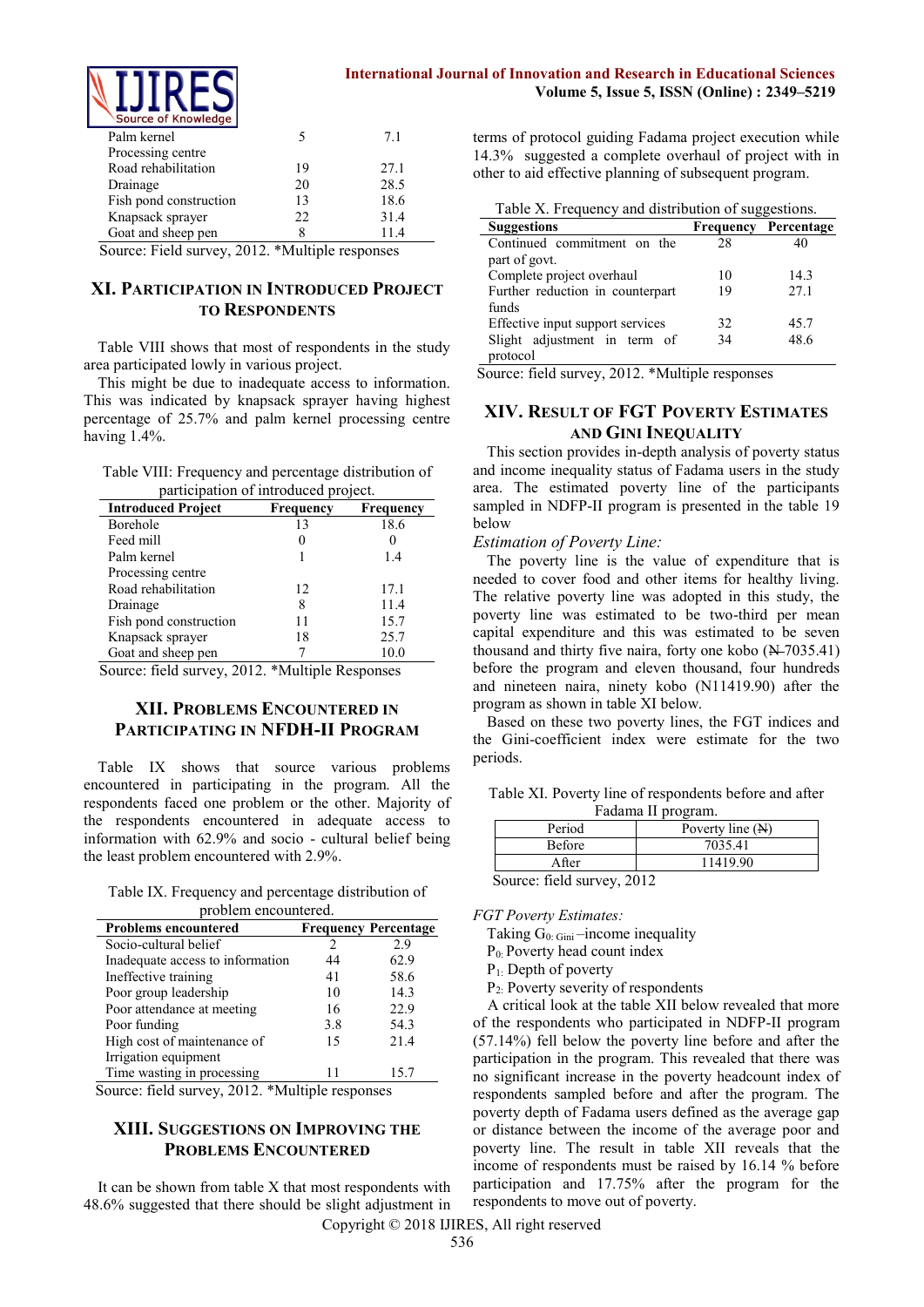| | | |
|---|---|---|
| Palm kernel Processing centre | 5 | 7.1 |
| Road rehabilitation | 19 | 27.1 |
| Drainage | 20 | 28.5 |
| Fish pond construction | 13 | 18.6 |
| Knapsack sprayer | 22 | 31.4 |
| Goat and sheep pen | 8 | 11.4 |

Source: Field survey, 2012. *Multiple responses

## XI. Participation in Introduced Project to Respondents

Table VIII shows that most of respondents in the study area participated lowly in various project.

This might be due to inadequate access to information. This was indicated by knapsack sprayer having highest percentage of 25.7% and palm kernel processing centre having 1.4%.

Table VIII: Frequency and percentage distribution of participation of introduced project.

| Introduced Project | Frequency | Frequency |
|---|---|---|
| Borehole | 13 | 18.6 |
| Feed mill | 0 | 0 |
| Palm kernel Processing centre | 1 | 1.4 |
| Road rehabilitation | 12 | 17.1 |
| Drainage | 8 | 11.4 |
| Fish pond construction | 11 | 15.7 |
| Knapsack sprayer | 18 | 25.7 |
| Goat and sheep pen | 7 | 10.0 |

Source: field survey, 2012. *Multiple Responses

## XII. Problems Encountered in Participating in NFDH-II Program

Table IX shows that source various problems encountered in participating in the program. All the respondents faced one problem or the other. Majority of the respondents encountered in adequate access to information with 62.9% and socio - cultural belief being the least problem encountered with 2.9%.

Table IX. Frequency and percentage distribution of problem encountered.

| Problems encountered | Frequency | Percentage |
|---|---|---|
| Socio-cultural belief | 2 | 2.9 |
| Inadequate access to information | 44 | 62.9 |
| Ineffective training | 41 | 58.6 |
| Poor group leadership | 10 | 14.3 |
| Poor attendance at meeting | 16 | 22.9 |
| Poor funding | 3.8 | 54.3 |
| High cost of maintenance of Irrigation equipment | 15 | 21.4 |
| Time wasting in processing | 11 | 15.7 |

Source: field survey, 2012. *Multiple responses

## XIII. Suggestions on Improving the Problems Encountered

It can be shown from table X that most respondents with 48.6% suggested that there should be slight adjustment in terms of protocol guiding Fadama project execution while 14.3% suggested a complete overhaul of project with in other to aid effective planning of subsequent program.

Table X. Frequency and distribution of suggestions.

| Suggestions | Frequency | Percentage |
|---|---|---|
| Continued commitment on the part of govt. | 28 | 40 |
| Complete project overhaul | 10 | 14.3 |
| Further reduction in counterpart funds | 19 | 27.1 |
| Effective input support services | 32 | 45.7 |
| Slight adjustment in term of protocol | 34 | 48.6 |

Source: field survey, 2012. *Multiple responses

## XIV. Result of FGT Poverty Estimates and Gini Inequality

This section provides in-depth analysis of poverty status and income inequality status of Fadama users in the study area. The estimated poverty line of the participants sampled in NDFP-II program is presented in the table 19 below

*Estimation of Poverty Line:*

The poverty line is the value of expenditure that is needed to cover food and other items for healthy living. The relative poverty line was adopted in this study, the poverty line was estimated to be two-third per mean capital expenditure and this was estimated to be seven thousand and thirty five naira, forty one kobo (₦7035.41) before the program and eleven thousand, four hundreds and nineteen naira, ninety kobo (N11419.90) after the program as shown in table XI below.

Based on these two poverty lines, the FGT indices and the Gini-coefficient index were estimate for the two periods.

Table XI. Poverty line of respondents before and after Fadama II program.

| Period | Poverty line (₦) |
|---|---|
| Before | 7035.41 |
| After | 11419.90 |

Source: field survey, 2012

*FGT Poverty Estimates:*

Taking $G_{0: Gini}$ –income inequality

$P_0$: Poverty head count index

$P_1$: Depth of poverty

$P_2$: Poverty severity of respondents

A critical look at the table XII below revealed that more of the respondents who participated in NDFP-II program (57.14%) fell below the poverty line before and after the participation in the program. This revealed that there was no significant increase in the poverty headcount index of respondents sampled before and after the program. The poverty depth of Fadama users defined as the average gap or distance between the income of the average poor and poverty line. The result in table XII reveals that the income of respondents must be raised by 16.14 % before participation and 17.75% after the program for the respondents to move out of poverty.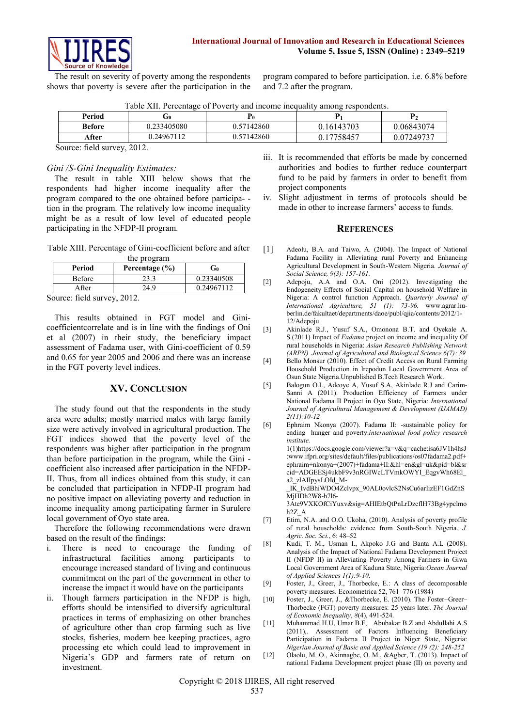The result on severity of poverty among the respondents shows that poverty is severe after the participation in the program compared to before participation. i.e. 6.8% before and 7.2 after the program.

Table XII. Percentage of Poverty and income inequality among respondents.

| Period | $G_0$ | $P_0$ | $P_1$ | $P_2$ |
|---|---|---|---|---|
| **Before** | 0.233405080 | 0.57142860 | 0.16143703 | 0.06843074 |
| **After** | 0.24967112 | 0.57142860 | 0.17758457 | 0.07249737 |

Source: field survey, 2012.

*Gini /S-Gini Inequality Estimates:*

The result in table XIII below shows that the respondents had higher income inequality after the program compared to the one obtained before participa- -tion in the program. The relatively low income inequality might be as a result of low level of educated people participating in the NFDP-II program.

Table XIII. Percentage of Gini-coefficient before and after the program

| Period | Percentage (%) | $G_0$ |
|---|---|---|
| Before | 23.3 | 0.23340508 |
| After | 24.9 | 0.24967112 |

Source: field survey, 2012.

This results obtained in FGT model and Gini-coefficientcorrelate and is in line with the findings of Oni et al (2007) in their study, the beneficiary impact assessment of Fadama user, with Gini-coefficient of 0.59 and 0.65 for year 2005 and 2006 and there was an increase in the FGT poverty level indices.

## XV. Conclusion

The study found out that the respondents in the study area were adults; mostly married males with large family size were actively involved in agricultural production. The FGT indices showed that the poverty level of the respondents was higher after participation in the program than before participation in the program, while the Gini - coefficient also increased after participation in the NFDP-II. Thus, from all indices obtained from this study, it can be concluded that participation in NFDP-II program had no positive impact on alleviating poverty and reduction in income inequality among participating farmer in Surulere local government of Oyo state area.

Therefore the following recommendations were drawn based on the result of the findings:

i. There is need to encourage the funding of infrastructural facilities among participants to encourage increased standard of living and continuous commitment on the part of the government in other to increase the impact it would have on the participants

ii. Though farmers participation in the NFDP is high, efforts should be intensified to diversify agricultural practices in terms of emphasizing on other branches of agriculture other than crop farming such as live stocks, fisheries, modern bee keeping practices, agro processing etc which could lead to improvement in Nigeria's GDP and farmers rate of return on investment.

iii. It is recommended that efforts be made by concerned authorities and bodies to further reduce counterpart fund to be paid by farmers in order to benefit from project components

iv. Slight adjustment in terms of protocols should be made in other to increase farmers' access to funds.

## References

[1] Adeolu, B.A. and Taiwo, A. (2004). The Impact of National Fadama Facility in Alleviating rural Poverty and Enhancing Agricultural Development in South-Western Nigeria. *Journal of Social Science, 9(3): 157-161.*

[2] Adepoju, A.A and O.A. Oni (2012). Investigating the Endogeneity Effects of Social Capital on household Welfare in Nigeria: A control function Approach. *Quarterly Journal of International Agriculture, 51 (1): 73-96.* www.agrar.hu-berlin.de/fakultaet/departments/daoe/publ/qjia/contents/2012/1-12/Adepoju

[3] Akinlade R.J., Yusuf S.A., Omonona B.T. and Oyekale A. S.(2011) Impact of *Fadama* project on income and inequality Of rural households in Nigeria: *Asian Research Publishing Network (ARPN) Journal of Agricultural and Biological Science 6(7): 39*

[4] Bello Monsur (2010). Effect of Credit Access on Rural Farming Household Production in Irepodun Local Government Area of Osun State Nigeria.Unpublished B.Tech Research Work.

[5] Balogun O.L, Adeoye A, Yusuf S.A, Akinlade R.J and Carim-Sanni A (2011). Production Efficiency of Farmers under National Fadama II Project in Oyo State, Nigeria: *International Journal of Agricultural Management & Development (IJAMAD) 2(11):10-12*

[6] Ephraim Nkonya (2007). Fadama II: -sustainable policy for ending hunger and poverty.*international food policy research institute.* 1(1)https://docs.google.com/viewer?a=v&q=cache:isa6JV1h4hsJ:www.ifpri.org/sites/default/files/publications/os07fadama2.pdf+ephraim+nkonya+(2007)+fadama+II:&hl=en&gl=uk&pid=bl&srcid=ADGEESj4ukbF9v3nRGIWcLTVmkOWYI_EqgvWh68El_a2_zlAIlpysLOId_M-_IK_IvdBhiWDO4Zclvpx_90AL0ovlcS2NsCu6arlizEF1GdZnSMjHDh2W8-h7l6-3Ate9VXKOfCiYuxv&sig=AHIEtbQtPnLrDzcflH73Bg4ypclmoh2Z_A

[7] Etim, N.A. and O.O. Ukoha, (2010). Analysis of poverty profile of rural households: evidence from South-South Nigeria. *J. Agric. Soc. Sci.*, 6: 48–52

[8] Kudi, T. M., Usman I., Akpoko J.G and Banta A.L (2008). Analysis of the Impact of National Fadama Development Project II (NFDP II) in Alleviating Poverty Among Farmers in Giwa Local Government Area of Kaduna State, Nigeria:*Ozean Journal of Applied Sciences 1(1):9-10.*

[9] Foster, J., Greer, J., Thorbecke, E.: A class of decomposable poverty measures. Econometrica 52, 761–776 (1984)

[10] Foster, J., Greer, J., &Thorbecke, E. (2010). The Foster–Greer–Thorbecke (FGT) poverty measures: 25 years later. *The Journal of Economic Inequality*, *8*(4), 491-524.

[11] Muhammad H.U, Umar B.F, Abubakar B.Z and Abdullahi A.S (2011),. Assessment of Factors Influencing Beneficiary Participation in Fadama II Project in Niger State, Nigeria: *Nigerian Journal of Basic and Applied Science (19 (2): 248-252*

[12] Olaolu, M. O., Akinnagbe, O. M., &Agber, T. (2013). Impact of national Fadama Development project phase (II) on poverty and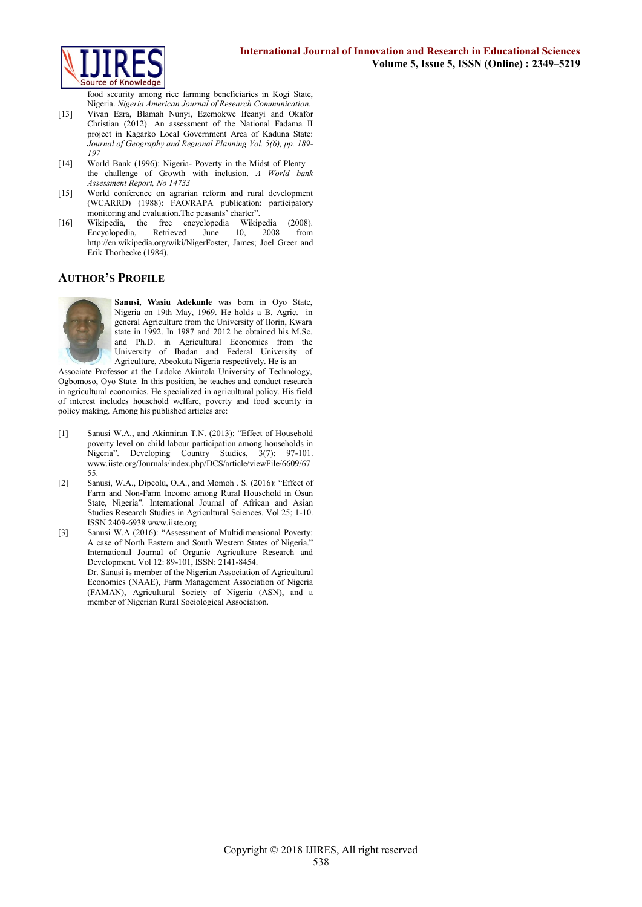food security among rice farming beneficiaries in Kogi State, Nigeria. *Nigeria American Journal of Research Communication.*

[13] Vivan Ezra, Blamah Nunyi, Ezemokwe Ifeanyi and Okafor Christian (2012). An assessment of the National Fadama II project in Kagarko Local Government Area of Kaduna State: *Journal of Geography and Regional Planning Vol. 5(6), pp. 189-197*

[14] World Bank (1996): Nigeria- Poverty in the Midst of Plenty – the challenge of Growth with inclusion. *A World bank Assessment Report, No 14733*

[15] World conference on agrarian reform and rural development (WCARRD) (1988): FAO/RAPA publication: participatory monitoring and evaluation.The peasants' charter".

[16] Wikipedia, the free encyclopedia Wikipedia (2008). Encyclopedia, Retrieved June 10, 2008 from http://en.wikipedia.org/wiki/NigerFoster, James; Joel Greer and Erik Thorbecke (1984).

## Author's Profile

**Sanusi, Wasiu Adekunle** was born in Oyo State, Nigeria on 19th May, 1969. He holds a B. Agric. in general Agriculture from the University of Ilorin, Kwara state in 1992. In 1987 and 2012 he obtained his M.Sc. and Ph.D. in Agricultural Economics from the University of Ibadan and Federal University of Agriculture, Abeokuta Nigeria respectively. He is an Associate Professor at the Ladoke Akintola University of Technology, Ogbomoso, Oyo State. In this position, he teaches and conduct research in agricultural economics. He specialized in agricultural policy. His field of interest includes household welfare, poverty and food security in policy making. Among his published articles are:

[1] Sanusi W.A., and Akinniran T.N. (2013): "Effect of Household poverty level on child labour participation among households in Nigeria". Developing Country Studies, 3(7): 97-101. www.iiste.org/Journals/index.php/DCS/article/viewFile/6609/6755.

[2] Sanusi, W.A., Dipeolu, O.A., and Momoh . S. (2016): "Effect of Farm and Non-Farm Income among Rural Household in Osun State, Nigeria". International Journal of African and Asian Studies Research Studies in Agricultural Sciences. Vol 25; 1-10. ISSN 2409-6938 www.iiste.org

[3] Sanusi W.A (2016): "Assessment of Multidimensional Poverty: A case of North Eastern and South Western States of Nigeria." International Journal of Organic Agriculture Research and Development. Vol 12: 89-101, ISSN: 2141-8454.

Dr. Sanusi is member of the Nigerian Association of Agricultural Economics (NAAE), Farm Management Association of Nigeria (FAMAN), Agricultural Society of Nigeria (ASN), and a member of Nigerian Rural Sociological Association.